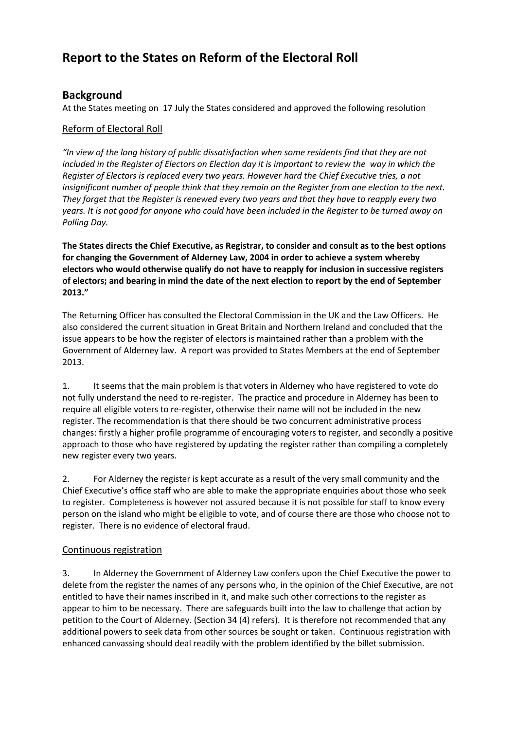# Report to the States on Reform of the Electoral Roll

## Background

At the States meeting on 17 July the States considered and approved the following resolution

### Reform of Electoral Roll

*"In view of the long history of public dissatisfaction when some residents find that they are not included in the Register of Electors on Election day it is important to review the way in which the Register of Electors is replaced every two years. However hard the Chief Executive tries, a not insignificant number of people think that they remain on the Register from one election to the next. They forget that the Register is renewed every two years and that they have to reapply every two years. It is not good for anyone who could have been included in the Register to be turned away on Polling Day.*

**The States directs the Chief Executive, as Registrar, to consider and consult as to the best options for changing the Government of Alderney Law, 2004 in order to achieve a system whereby electors who would otherwise qualify do not have to reapply for inclusion in successive registers of electors; and bearing in mind the date of the next election to report by the end of September 2013."**

The Returning Officer has consulted the Electoral Commission in the UK and the Law Officers. He also considered the current situation in Great Britain and Northern Ireland and concluded that the issue appears to be how the register of electors is maintained rather than a problem with the Government of Alderney law. A report was provided to States Members at the end of September 2013.

1. It seems that the main problem is that voters in Alderney who have registered to vote do not fully understand the need to re-register. The practice and procedure in Alderney has been to require all eligible voters to re-register, otherwise their name will not be included in the new register. The recommendation is that there should be two concurrent administrative process changes: firstly a higher profile programme of encouraging voters to register, and secondly a positive approach to those who have registered by updating the register rather than compiling a completely new register every two years.

2. For Alderney the register is kept accurate as a result of the very small community and the Chief Executive's office staff who are able to make the appropriate enquiries about those who seek to register. Completeness is however not assured because it is not possible for staff to know every person on the island who might be eligible to vote, and of course there are those who choose not to register. There is no evidence of electoral fraud.

### Continuous registration

3. In Alderney the Government of Alderney Law confers upon the Chief Executive the power to delete from the register the names of any persons who, in the opinion of the Chief Executive, are not entitled to have their names inscribed in it, and make such other corrections to the register as appear to him to be necessary. There are safeguards built into the law to challenge that action by petition to the Court of Alderney. (Section 34 (4) refers). It is therefore not recommended that any additional powers to seek data from other sources be sought or taken. Continuous registration with enhanced canvassing should deal readily with the problem identified by the billet submission.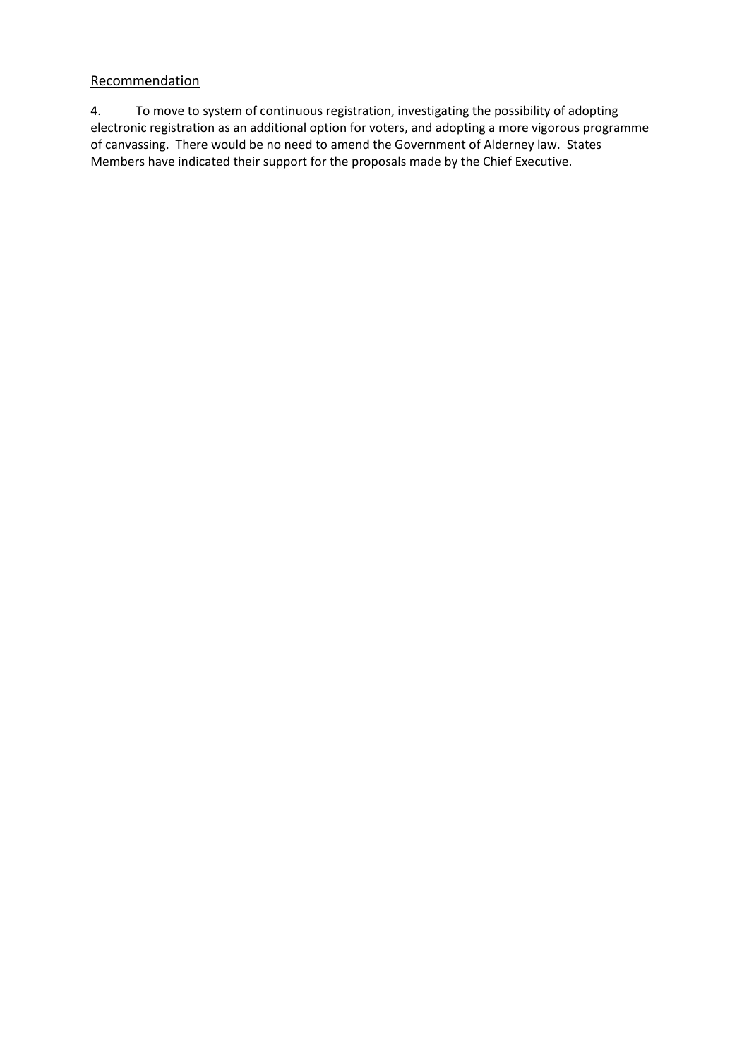Recommendation

4. To move to system of continuous registration, investigating the possibility of adopting electronic registration as an additional option for voters, and adopting a more vigorous programme of canvassing. There would be no need to amend the Government of Alderney law. States Members have indicated their support for the proposals made by the Chief Executive.